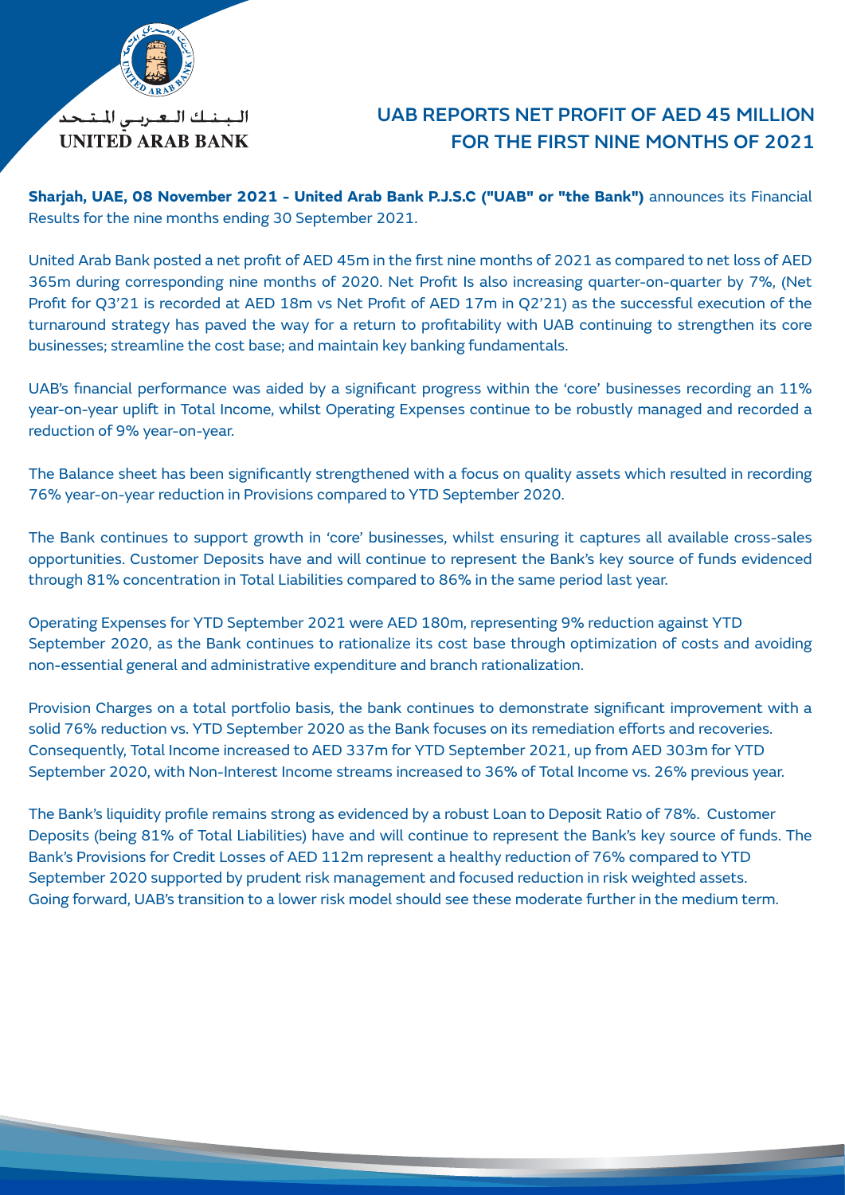البنك العربي المتحد
UNITED ARAB BANK

# UAB REPORTS NET PROFIT OF AED 45 MILLION FOR THE FIRST NINE MONTHS OF 2021

**Sharjah, UAE, 08 November 2021 - United Arab Bank P.J.S.C ("UAB" or "the Bank")** announces its Financial Results for the nine months ending 30 September 2021.

United Arab Bank posted a net profit of AED 45m in the first nine months of 2021 as compared to net loss of AED 365m during corresponding nine months of 2020. Net Profit Is also increasing quarter-on-quarter by 7%, (Net Profit for Q3'21 is recorded at AED 18m vs Net Profit of AED 17m in Q2'21) as the successful execution of the turnaround strategy has paved the way for a return to profitability with UAB continuing to strengthen its core businesses; streamline the cost base; and maintain key banking fundamentals.

UAB's financial performance was aided by a significant progress within the 'core' businesses recording an 11% year-on-year uplift in Total Income, whilst Operating Expenses continue to be robustly managed and recorded a reduction of 9% year-on-year.

The Balance sheet has been significantly strengthened with a focus on quality assets which resulted in recording 76% year-on-year reduction in Provisions compared to YTD September 2020.

The Bank continues to support growth in 'core' businesses, whilst ensuring it captures all available cross-sales opportunities. Customer Deposits have and will continue to represent the Bank's key source of funds evidenced through 81% concentration in Total Liabilities compared to 86% in the same period last year.

Operating Expenses for YTD September 2021 were AED 180m, representing 9% reduction against YTD September 2020, as the Bank continues to rationalize its cost base through optimization of costs and avoiding non-essential general and administrative expenditure and branch rationalization.

Provision Charges on a total portfolio basis, the bank continues to demonstrate significant improvement with a solid 76% reduction vs. YTD September 2020 as the Bank focuses on its remediation efforts and recoveries. Consequently, Total Income increased to AED 337m for YTD September 2021, up from AED 303m for YTD September 2020, with Non-Interest Income streams increased to 36% of Total Income vs. 26% previous year.

The Bank's liquidity profile remains strong as evidenced by a robust Loan to Deposit Ratio of 78%. Customer Deposits (being 81% of Total Liabilities) have and will continue to represent the Bank's key source of funds. The Bank's Provisions for Credit Losses of AED 112m represent a healthy reduction of 76% compared to YTD September 2020 supported by prudent risk management and focused reduction in risk weighted assets. Going forward, UAB's transition to a lower risk model should see these moderate further in the medium term.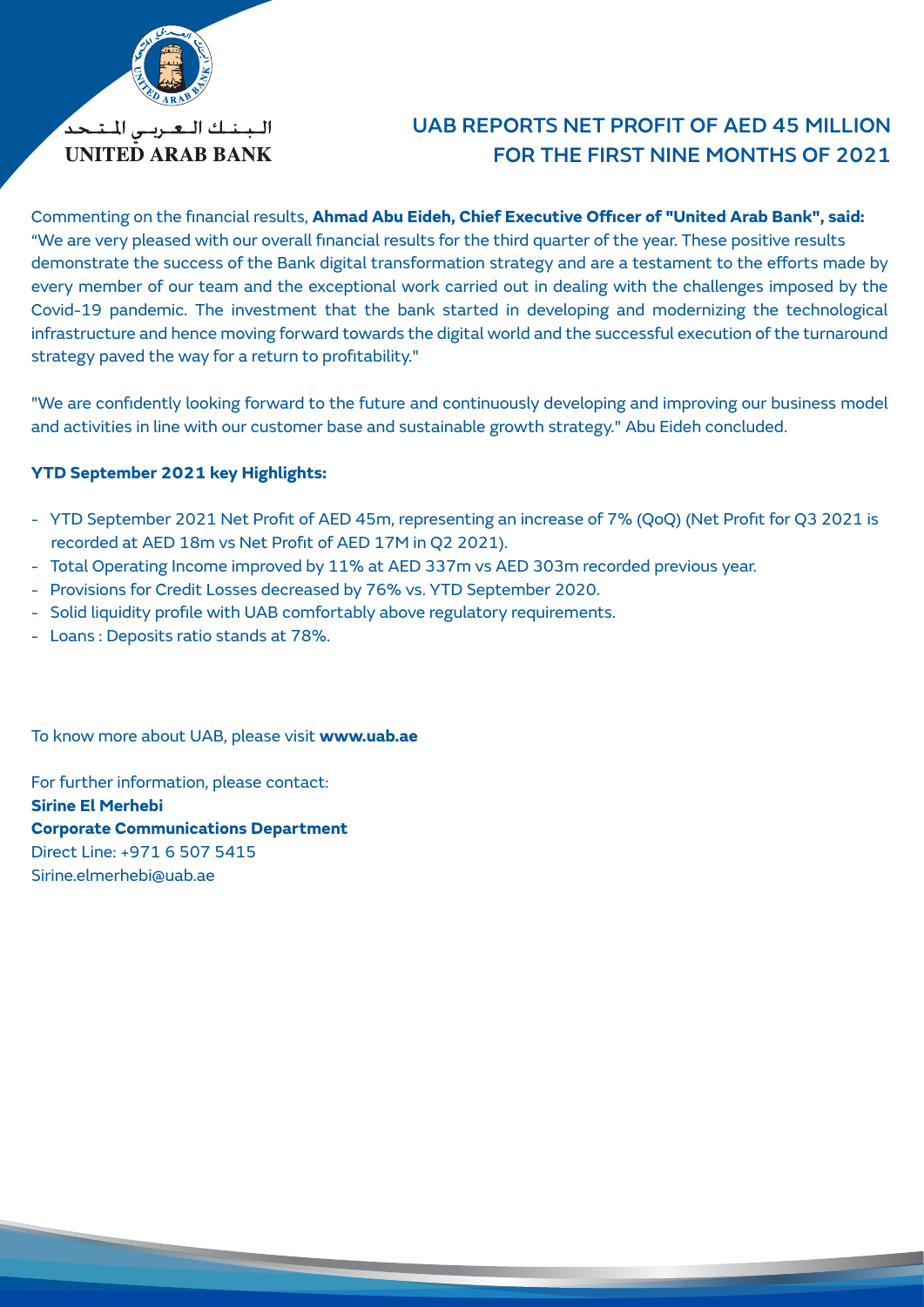البـنـك الـعـربـي المـتـحـد
UNITED ARAB BANK

# UAB REPORTS NET PROFIT OF AED 45 MILLION FOR THE FIRST NINE MONTHS OF 2021

Commenting on the financial results, **Ahmad Abu Eideh, Chief Executive Officer of "United Arab Bank", said:** "We are very pleased with our overall financial results for the third quarter of the year. These positive results demonstrate the success of the Bank digital transformation strategy and are a testament to the efforts made by every member of our team and the exceptional work carried out in dealing with the challenges imposed by the Covid-19 pandemic. The investment that the bank started in developing and modernizing the technological infrastructure and hence moving forward towards the digital world and the successful execution of the turnaround strategy paved the way for a return to profitability."

"We are confidently looking forward to the future and continuously developing and improving our business model and activities in line with our customer base and sustainable growth strategy." Abu Eideh concluded.

**YTD September 2021 key Highlights:**

- YTD September 2021 Net Profit of AED 45m, representing an increase of 7% (QoQ) (Net Profit for Q3 2021 is recorded at AED 18m vs Net Profit of AED 17M in Q2 2021).
- Total Operating Income improved by 11% at AED 337m vs AED 303m recorded previous year.
- Provisions for Credit Losses decreased by 76% vs. YTD September 2020.
- Solid liquidity profile with UAB comfortably above regulatory requirements.
- Loans : Deposits ratio stands at 78%.

To know more about UAB, please visit **www.uab.ae**

For further information, please contact:
**Sirine El Merhebi**
**Corporate Communications Department**
Direct Line: +971 6 507 5415
Sirine.elmerhebi@uab.ae